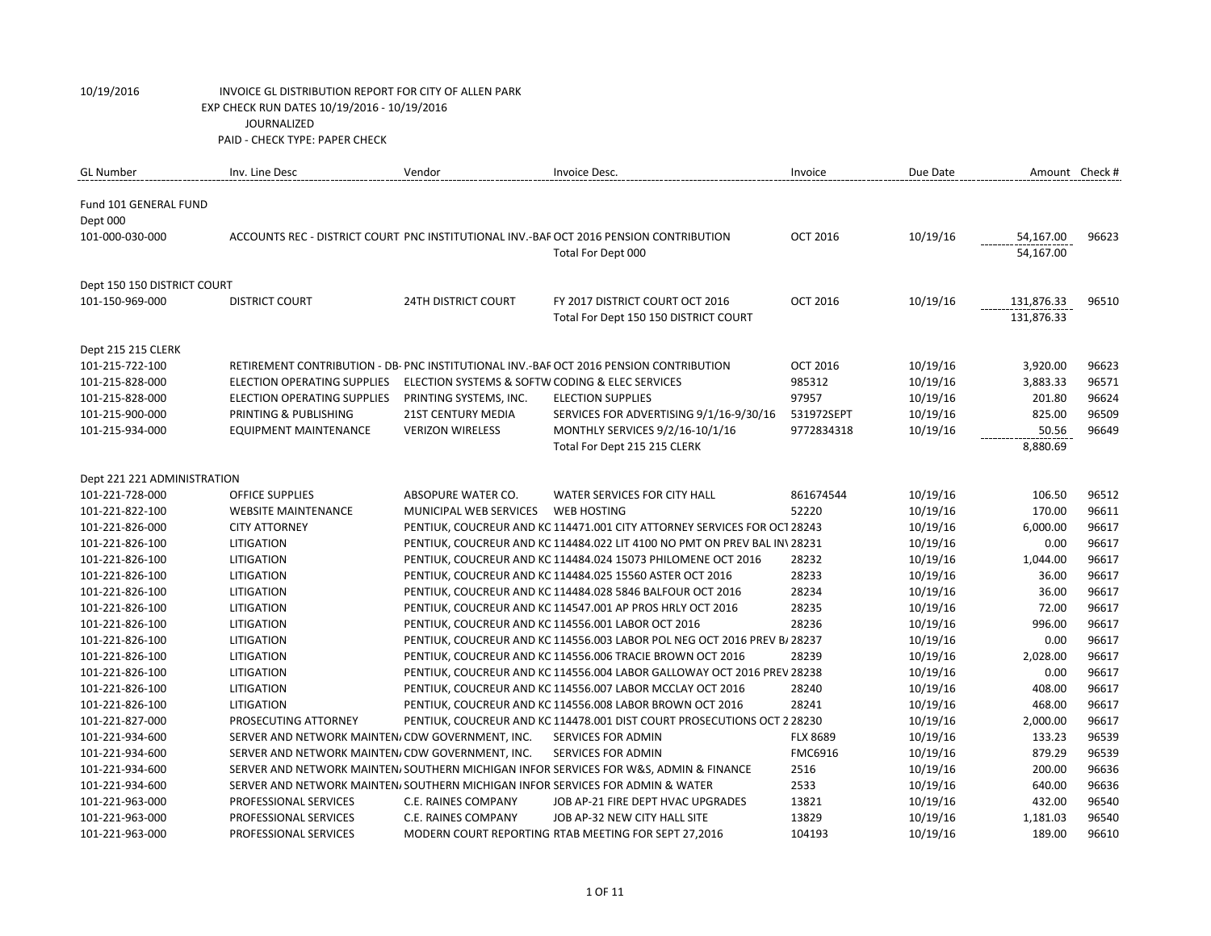10/19/2016 INVOICE GL DISTRIBUTION REPORT FOR CITY OF ALLEN PARK

EXP CHECK RUN DATES 10/19/2016 - 10/19/2016

JOURNALIZED

PAID - CHECK TYPE: PAPER CHECK

| GL Number | Inv. Line Desc | Vendor | Invoice Desc. | Invoice | Due Date | Amount | Check # |
|---|---|---|---|---|---|---|---|
| Fund 101 GENERAL FUND | | | | | | | |
| Dept 000 | | | | | | | |
| 101-000-030-000 | ACCOUNTS REC - DISTRICT COURT | PNC INSTITUTIONAL INV.-BAF | OCT 2016 PENSION CONTRIBUTION | OCT 2016 | 10/19/16 | 54,167.00 | 96623 |
| | | | Total For Dept 000 | | | 54,167.00 | |
| Dept 150 150 DISTRICT COURT | | | | | | | |
| 101-150-969-000 | DISTRICT COURT | 24TH DISTRICT COURT | FY 2017 DISTRICT COURT OCT 2016 | OCT 2016 | 10/19/16 | 131,876.33 | 96510 |
| | | | Total For Dept 150 150 DISTRICT COURT | | | 131,876.33 | |
| Dept 215 215 CLERK | | | | | | | |
| 101-215-722-100 | RETIREMENT CONTRIBUTION - DB- | PNC INSTITUTIONAL INV.-BAF | OCT 2016 PENSION CONTRIBUTION | OCT 2016 | 10/19/16 | 3,920.00 | 96623 |
| 101-215-828-000 | ELECTION OPERATING SUPPLIES | ELECTION SYSTEMS & SOFTW | CODING & ELEC SERVICES | 985312 | 10/19/16 | 3,883.33 | 96571 |
| 101-215-828-000 | ELECTION OPERATING SUPPLIES | PRINTING SYSTEMS, INC. | ELECTION SUPPLIES | 97957 | 10/19/16 | 201.80 | 96624 |
| 101-215-900-000 | PRINTING & PUBLISHING | 21ST CENTURY MEDIA | SERVICES FOR ADVERTISING 9/1/16-9/30/16 | 531972SEPT | 10/19/16 | 825.00 | 96509 |
| 101-215-934-000 | EQUIPMENT MAINTENANCE | VERIZON WIRELESS | MONTHLY SERVICES 9/2/16-10/1/16 | 9772834318 | 10/19/16 | 50.56 | 96649 |
| | | | Total For Dept 215 215 CLERK | | | 8,880.69 | |
| Dept 221 221 ADMINISTRATION | | | | | | | |
| 101-221-728-000 | OFFICE SUPPLIES | ABSOPURE WATER CO. | WATER SERVICES FOR CITY HALL | 861674544 | 10/19/16 | 106.50 | 96512 |
| 101-221-822-100 | WEBSITE MAINTENANCE | MUNICIPAL WEB SERVICES | WEB HOSTING | 52220 | 10/19/16 | 170.00 | 96611 |
| 101-221-826-000 | CITY ATTORNEY | PENTIUK, COUCREUR AND KC | 114471.001 CITY ATTORNEY SERVICES FOR OCT | 28243 | 10/19/16 | 6,000.00 | 96617 |
| 101-221-826-100 | LITIGATION | PENTIUK, COUCREUR AND KC | 114484.022 LIT 4100 NO PMT ON PREV BAL INV | 28231 | 10/19/16 | 0.00 | 96617 |
| 101-221-826-100 | LITIGATION | PENTIUK, COUCREUR AND KC | 114484.024 15073 PHILOMENE OCT 2016 | 28232 | 10/19/16 | 1,044.00 | 96617 |
| 101-221-826-100 | LITIGATION | PENTIUK, COUCREUR AND KC | 114484.025 15560 ASTER OCT 2016 | 28233 | 10/19/16 | 36.00 | 96617 |
| 101-221-826-100 | LITIGATION | PENTIUK, COUCREUR AND KC | 114484.028 5846 BALFOUR OCT 2016 | 28234 | 10/19/16 | 36.00 | 96617 |
| 101-221-826-100 | LITIGATION | PENTIUK, COUCREUR AND KC | 114547.001 AP PROS HRLY OCT 2016 | 28235 | 10/19/16 | 72.00 | 96617 |
| 101-221-826-100 | LITIGATION | PENTIUK, COUCREUR AND KC | 114556.001 LABOR OCT 2016 | 28236 | 10/19/16 | 996.00 | 96617 |
| 101-221-826-100 | LITIGATION | PENTIUK, COUCREUR AND KC | 114556.003 LABOR POL NEG OCT 2016 PREV B/ | 28237 | 10/19/16 | 0.00 | 96617 |
| 101-221-826-100 | LITIGATION | PENTIUK, COUCREUR AND KC | 114556.006 TRACIE BROWN OCT 2016 | 28239 | 10/19/16 | 2,028.00 | 96617 |
| 101-221-826-100 | LITIGATION | PENTIUK, COUCREUR AND KC | 114556.004 LABOR GALLOWAY OCT 2016 PREV | 28238 | 10/19/16 | 0.00 | 96617 |
| 101-221-826-100 | LITIGATION | PENTIUK, COUCREUR AND KC | 114556.007 LABOR MCCLAY OCT 2016 | 28240 | 10/19/16 | 408.00 | 96617 |
| 101-221-826-100 | LITIGATION | PENTIUK, COUCREUR AND KC | 114556.008 LABOR BROWN OCT 2016 | 28241 | 10/19/16 | 468.00 | 96617 |
| 101-221-827-000 | PROSECUTING ATTORNEY | PENTIUK, COUCREUR AND KC | 114478.001 DIST COURT PROSECUTIONS OCT 2 | 28230 | 10/19/16 | 2,000.00 | 96617 |
| 101-221-934-600 | SERVER AND NETWORK MAINTEN/ | CDW GOVERNMENT, INC. | SERVICES FOR ADMIN | FLX 8689 | 10/19/16 | 133.23 | 96539 |
| 101-221-934-600 | SERVER AND NETWORK MAINTEN/ | CDW GOVERNMENT, INC. | SERVICES FOR ADMIN | FMC6916 | 10/19/16 | 879.29 | 96539 |
| 101-221-934-600 | SERVER AND NETWORK MAINTEN/ | SOUTHERN MICHIGAN INFOR | SERVICES FOR W&S, ADMIN & FINANCE | 2516 | 10/19/16 | 200.00 | 96636 |
| 101-221-934-600 | SERVER AND NETWORK MAINTEN/ | SOUTHERN MICHIGAN INFOR | SERVICES FOR ADMIN & WATER | 2533 | 10/19/16 | 640.00 | 96636 |
| 101-221-963-000 | PROFESSIONAL SERVICES | C.E. RAINES COMPANY | JOB AP-21 FIRE DEPT HVAC UPGRADES | 13821 | 10/19/16 | 432.00 | 96540 |
| 101-221-963-000 | PROFESSIONAL SERVICES | C.E. RAINES COMPANY | JOB AP-32 NEW CITY HALL SITE | 13829 | 10/19/16 | 1,181.03 | 96540 |
| 101-221-963-000 | PROFESSIONAL SERVICES | MODERN COURT REPORTING | RTAB MEETING FOR SEPT 27,2016 | 104193 | 10/19/16 | 189.00 | 96610 |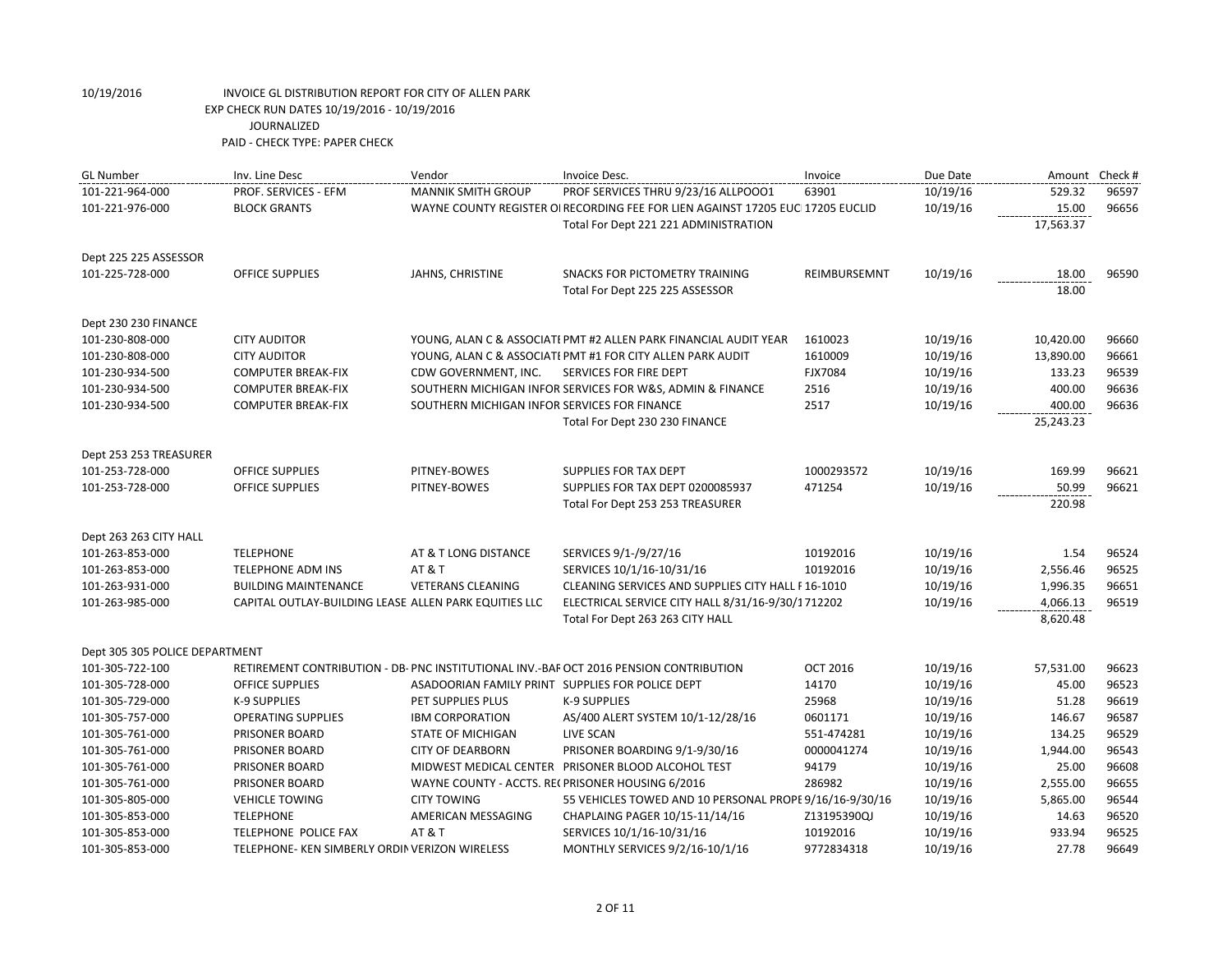10/19/2016 INVOICE GL DISTRIBUTION REPORT FOR CITY OF ALLEN PARK
EXP CHECK RUN DATES 10/19/2016 - 10/19/2016
JOURNALIZED
PAID - CHECK TYPE: PAPER CHECK

| GL Number | Inv. Line Desc | Vendor | Invoice Desc. | Invoice | Due Date | Amount | Check # |
|---|---|---|---|---|---|---|---|
| 101-221-964-000 | PROF. SERVICES - EFM | MANNIK SMITH GROUP | PROF SERVICES THRU 9/23/16 ALLPOOO1 | 63901 | 10/19/16 | 529.32 | 96597 |
| 101-221-976-000 | BLOCK GRANTS | WAYNE COUNTY REGISTER OI | RECORDING FEE FOR LIEN AGAINST 17205 EUC | 17205 EUCLID | 10/19/16 | 15.00 | 96656 |
| | | | Total For Dept 221 221 ADMINISTRATION | | | 17,563.37 | |
| Dept 225 225 ASSESSOR | | | | | | | |
| 101-225-728-000 | OFFICE SUPPLIES | JAHNS, CHRISTINE | SNACKS FOR PICTOMETRY TRAINING | REIMBURSEMNT | 10/19/16 | 18.00 | 96590 |
| | | | Total For Dept 225 225 ASSESSOR | | | 18.00 | |
| Dept 230 230 FINANCE | | | | | | | |
| 101-230-808-000 | CITY AUDITOR | YOUNG, ALAN C & ASSOCIATI | PMT #2 ALLEN PARK FINANCIAL AUDIT YEAR | 1610023 | 10/19/16 | 10,420.00 | 96660 |
| 101-230-808-000 | CITY AUDITOR | YOUNG, ALAN C & ASSOCIATI | PMT #1 FOR CITY ALLEN PARK AUDIT | 1610009 | 10/19/16 | 13,890.00 | 96661 |
| 101-230-934-500 | COMPUTER BREAK-FIX | CDW GOVERNMENT, INC. | SERVICES FOR FIRE DEPT | FJX7084 | 10/19/16 | 133.23 | 96539 |
| 101-230-934-500 | COMPUTER BREAK-FIX | SOUTHERN MICHIGAN INFOR | SERVICES FOR W&S, ADMIN & FINANCE | 2516 | 10/19/16 | 400.00 | 96636 |
| 101-230-934-500 | COMPUTER BREAK-FIX | SOUTHERN MICHIGAN INFOR | SERVICES FOR FINANCE | 2517 | 10/19/16 | 400.00 | 96636 |
| | | | Total For Dept 230 230 FINANCE | | | 25,243.23 | |
| Dept 253 253 TREASURER | | | | | | | |
| 101-253-728-000 | OFFICE SUPPLIES | PITNEY-BOWES | SUPPLIES FOR TAX DEPT | 1000293572 | 10/19/16 | 169.99 | 96621 |
| 101-253-728-000 | OFFICE SUPPLIES | PITNEY-BOWES | SUPPLIES FOR TAX DEPT 0200085937 | 471254 | 10/19/16 | 50.99 | 96621 |
| | | | Total For Dept 253 253 TREASURER | | | 220.98 | |
| Dept 263 263 CITY HALL | | | | | | | |
| 101-263-853-000 | TELEPHONE | AT & T LONG DISTANCE | SERVICES 9/1-/9/27/16 | 10192016 | 10/19/16 | 1.54 | 96524 |
| 101-263-853-000 | TELEPHONE ADM INS | AT & T | SERVICES 10/1/16-10/31/16 | 10192016 | 10/19/16 | 2,556.46 | 96525 |
| 101-263-931-000 | BUILDING MAINTENANCE | VETERANS CLEANING | CLEANING SERVICES AND SUPPLIES CITY HALL F | 16-1010 | 10/19/16 | 1,996.35 | 96651 |
| 101-263-985-000 | CAPITAL OUTLAY-BUILDING LEASE | ALLEN PARK EQUITIES LLC | ELECTRICAL SERVICE CITY HALL 8/31/16-9/30/1 | 712202 | 10/19/16 | 4,066.13 | 96519 |
| | | | Total For Dept 263 263 CITY HALL | | | 8,620.48 | |
| Dept 305 305 POLICE DEPARTMENT | | | | | | | |
| 101-305-722-100 | RETIREMENT CONTRIBUTION - DB- | PNC INSTITUTIONAL INV.-BAF | OCT 2016 PENSION CONTRIBUTION | OCT 2016 | 10/19/16 | 57,531.00 | 96623 |
| 101-305-728-000 | OFFICE SUPPLIES | ASADOORIAN FAMILY PRINT | SUPPLIES FOR POLICE DEPT | 14170 | 10/19/16 | 45.00 | 96523 |
| 101-305-729-000 | K-9 SUPPLIES | PET SUPPLIES PLUS | K-9 SUPPLIES | 25968 | 10/19/16 | 51.28 | 96619 |
| 101-305-757-000 | OPERATING SUPPLIES | IBM CORPORATION | AS/400 ALERT SYSTEM 10/1-12/28/16 | 0601171 | 10/19/16 | 146.67 | 96587 |
| 101-305-761-000 | PRISONER BOARD | STATE OF MICHIGAN | LIVE SCAN | 551-474281 | 10/19/16 | 134.25 | 96529 |
| 101-305-761-000 | PRISONER BOARD | CITY OF DEARBORN | PRISONER BOARDING 9/1-9/30/16 | 0000041274 | 10/19/16 | 1,944.00 | 96543 |
| 101-305-761-000 | PRISONER BOARD | MIDWEST MEDICAL CENTER | PRISONER BLOOD ALCOHOL TEST | 94179 | 10/19/16 | 25.00 | 96608 |
| 101-305-761-000 | PRISONER BOARD | WAYNE COUNTY - ACCTS. RE( | PRISONER HOUSING 6/2016 | 286982 | 10/19/16 | 2,555.00 | 96655 |
| 101-305-805-000 | VEHICLE TOWING | CITY TOWING | 55 VEHICLES TOWED AND 10 PERSONAL PROPE | 9/16/16-9/30/16 | 10/19/16 | 5,865.00 | 96544 |
| 101-305-853-000 | TELEPHONE | AMERICAN MESSAGING | CHAPLAING PAGER 10/15-11/14/16 | Z13195390QJ | 10/19/16 | 14.63 | 96520 |
| 101-305-853-000 | TELEPHONE POLICE FAX | AT & T | SERVICES 10/1/16-10/31/16 | 10192016 | 10/19/16 | 933.94 | 96525 |
| 101-305-853-000 | TELEPHONE- KEN SIMBERLY ORDIN | VERIZON WIRELESS | MONTHLY SERVICES 9/2/16-10/1/16 | 9772834318 | 10/19/16 | 27.78 | 96649 |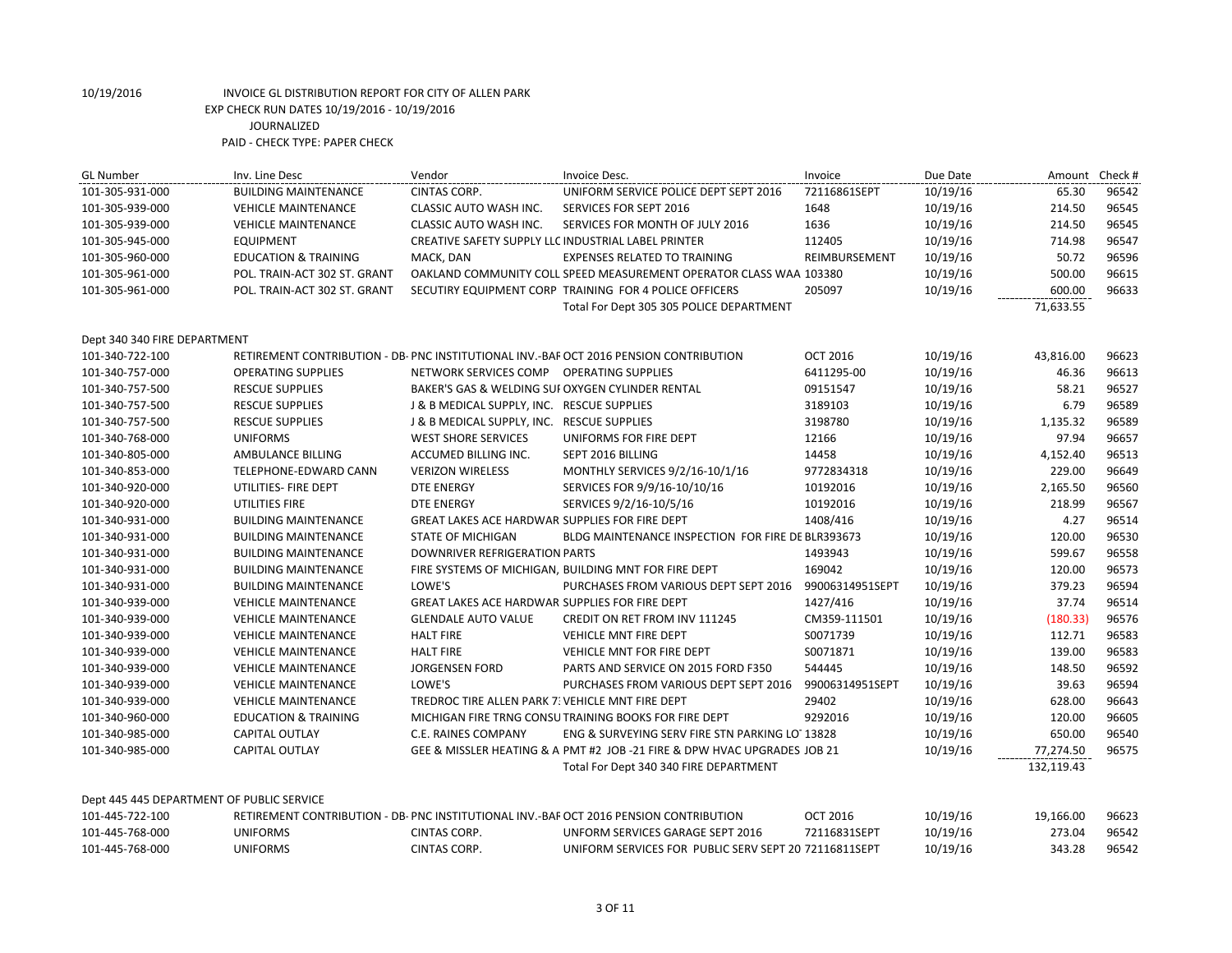10/19/2016 INVOICE GL DISTRIBUTION REPORT FOR CITY OF ALLEN PARK

EXP CHECK RUN DATES 10/19/2016 - 10/19/2016

JOURNALIZED

PAID - CHECK TYPE: PAPER CHECK

| GL Number | Inv. Line Desc | Vendor | Invoice Desc. | Invoice | Due Date | Amount | Check # |
|---|---|---|---|---|---|---|---|
| 101-305-931-000 | BUILDING MAINTENANCE | CINTAS CORP. | UNIFORM SERVICE POLICE DEPT SEPT 2016 | 72116861SEPT | 10/19/16 | 65.30 | 96542 |
| 101-305-939-000 | VEHICLE MAINTENANCE | CLASSIC AUTO WASH INC. | SERVICES FOR SEPT 2016 | 1648 | 10/19/16 | 214.50 | 96545 |
| 101-305-939-000 | VEHICLE MAINTENANCE | CLASSIC AUTO WASH INC. | SERVICES FOR MONTH OF JULY 2016 | 1636 | 10/19/16 | 214.50 | 96545 |
| 101-305-945-000 | EQUIPMENT | CREATIVE SAFETY SUPPLY LLC | INDUSTRIAL LABEL PRINTER | 112405 | 10/19/16 | 714.98 | 96547 |
| 101-305-960-000 | EDUCATION & TRAINING | MACK, DAN | EXPENSES RELATED TO TRAINING | REIMBURSEMENT | 10/19/16 | 50.72 | 96596 |
| 101-305-961-000 | POL. TRAIN-ACT 302 ST. GRANT | OAKLAND COMMUNITY COLL | SPEED MEASUREMENT OPERATOR CLASS WAA | 103380 | 10/19/16 | 500.00 | 96615 |
| 101-305-961-000 | POL. TRAIN-ACT 302 ST. GRANT | SECUTIRY EQUIPMENT CORP | TRAINING FOR 4 POLICE OFFICERS | 205097 | 10/19/16 | 600.00 | 96633 |
| | | | Total For Dept 305 305 POLICE DEPARTMENT | | | 71,633.55 | |
| Dept 340 340 FIRE DEPARTMENT | | | | | | | |
| 101-340-722-100 | RETIREMENT CONTRIBUTION - DB- | PNC INSTITUTIONAL INV.-BAF | OCT 2016 PENSION CONTRIBUTION | OCT 2016 | 10/19/16 | 43,816.00 | 96623 |
| 101-340-757-000 | OPERATING SUPPLIES | NETWORK SERVICES COMP | OPERATING SUPPLIES | 6411295-00 | 10/19/16 | 46.36 | 96613 |
| 101-340-757-500 | RESCUE SUPPLIES | BAKER'S GAS & WELDING SUI | OXYGEN CYLINDER RENTAL | 09151547 | 10/19/16 | 58.21 | 96527 |
| 101-340-757-500 | RESCUE SUPPLIES | J & B MEDICAL SUPPLY, INC. | RESCUE SUPPLIES | 3189103 | 10/19/16 | 6.79 | 96589 |
| 101-340-757-500 | RESCUE SUPPLIES | J & B MEDICAL SUPPLY, INC. | RESCUE SUPPLIES | 3198780 | 10/19/16 | 1,135.32 | 96589 |
| 101-340-768-000 | UNIFORMS | WEST SHORE SERVICES | UNIFORMS FOR FIRE DEPT | 12166 | 10/19/16 | 97.94 | 96657 |
| 101-340-805-000 | AMBULANCE BILLING | ACCUMED BILLING INC. | SEPT 2016 BILLING | 14458 | 10/19/16 | 4,152.40 | 96513 |
| 101-340-853-000 | TELEPHONE-EDWARD CANN | VERIZON WIRELESS | MONTHLY SERVICES 9/2/16-10/1/16 | 9772834318 | 10/19/16 | 229.00 | 96649 |
| 101-340-920-000 | UTILITIES- FIRE DEPT | DTE ENERGY | SERVICES FOR 9/9/16-10/10/16 | 10192016 | 10/19/16 | 2,165.50 | 96560 |
| 101-340-920-000 | UTILITIES FIRE | DTE ENERGY | SERVICES 9/2/16-10/5/16 | 10192016 | 10/19/16 | 218.99 | 96567 |
| 101-340-931-000 | BUILDING MAINTENANCE | GREAT LAKES ACE HARDWAR | SUPPLIES FOR FIRE DEPT | 1408/416 | 10/19/16 | 4.27 | 96514 |
| 101-340-931-000 | BUILDING MAINTENANCE | STATE OF MICHIGAN | BLDG MAINTENANCE INSPECTION FOR FIRE DE | BLR393673 | 10/19/16 | 120.00 | 96530 |
| 101-340-931-000 | BUILDING MAINTENANCE | DOWNRIVER REFRIGERATION | PARTS | 1493943 | 10/19/16 | 599.67 | 96558 |
| 101-340-931-000 | BUILDING MAINTENANCE | FIRE SYSTEMS OF MICHIGAN, | BUILDING MNT FOR FIRE DEPT | 169042 | 10/19/16 | 120.00 | 96573 |
| 101-340-931-000 | BUILDING MAINTENANCE | LOWE'S | PURCHASES FROM VARIOUS DEPT SEPT 2016 | 99006314951SEPT | 10/19/16 | 379.23 | 96594 |
| 101-340-939-000 | VEHICLE MAINTENANCE | GREAT LAKES ACE HARDWAR | SUPPLIES FOR FIRE DEPT | 1427/416 | 10/19/16 | 37.74 | 96514 |
| 101-340-939-000 | VEHICLE MAINTENANCE | GLENDALE AUTO VALUE | CREDIT ON RET FROM INV 111245 | CM359-111501 | 10/19/16 | (180.33) | 96576 |
| 101-340-939-000 | VEHICLE MAINTENANCE | HALT FIRE | VEHICLE MNT FIRE DEPT | S0071739 | 10/19/16 | 112.71 | 96583 |
| 101-340-939-000 | VEHICLE MAINTENANCE | HALT FIRE | VEHICLE MNT FOR FIRE DEPT | S0071871 | 10/19/16 | 139.00 | 96583 |
| 101-340-939-000 | VEHICLE MAINTENANCE | JORGENSEN FORD | PARTS AND SERVICE ON 2015 FORD F350 | 544445 | 10/19/16 | 148.50 | 96592 |
| 101-340-939-000 | VEHICLE MAINTENANCE | LOWE'S | PURCHASES FROM VARIOUS DEPT SEPT 2016 | 99006314951SEPT | 10/19/16 | 39.63 | 96594 |
| 101-340-939-000 | VEHICLE MAINTENANCE | TREDROC TIRE ALLEN PARK 7 | VEHICLE MNT FIRE DEPT | 29402 | 10/19/16 | 628.00 | 96643 |
| 101-340-960-000 | EDUCATION & TRAINING | MICHIGAN FIRE TRNG CONSU | TRAINING BOOKS FOR FIRE DEPT | 9292016 | 10/19/16 | 120.00 | 96605 |
| 101-340-985-000 | CAPITAL OUTLAY | C.E. RAINES COMPANY | ENG & SURVEYING SERV FIRE STN PARKING LOT | 13828 | 10/19/16 | 650.00 | 96540 |
| 101-340-985-000 | CAPITAL OUTLAY | GEE & MISSLER HEATING & A | PMT #2 JOB -21 FIRE & DPW HVAC UPGRADES | JOB 21 | 10/19/16 | 77,274.50 | 96575 |
| | | | Total For Dept 340 340 FIRE DEPARTMENT | | | 132,119.43 | |
| Dept 445 445 DEPARTMENT OF PUBLIC SERVICE | | | | | | | |
| 101-445-722-100 | RETIREMENT CONTRIBUTION - DB- | PNC INSTITUTIONAL INV.-BAF | OCT 2016 PENSION CONTRIBUTION | OCT 2016 | 10/19/16 | 19,166.00 | 96623 |
| 101-445-768-000 | UNIFORMS | CINTAS CORP. | UNIFORM SERVICES GARAGE SEPT 2016 | 72116831SEPT | 10/19/16 | 273.04 | 96542 |
| 101-445-768-000 | UNIFORMS | CINTAS CORP. | UNIFORM SERVICES FOR PUBLIC SERV SEPT 20 | 72116811SEPT | 10/19/16 | 343.28 | 96542 |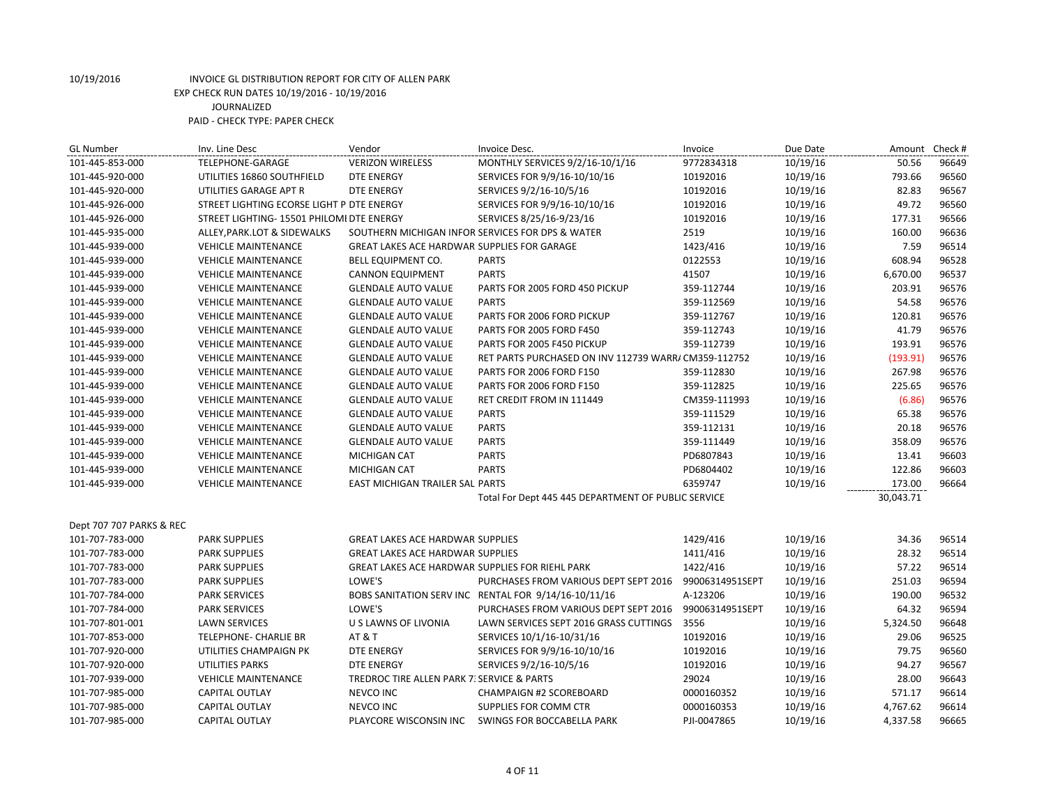10/19/2016 INVOICE GL DISTRIBUTION REPORT FOR CITY OF ALLEN PARK
EXP CHECK RUN DATES 10/19/2016 - 10/19/2016
JOURNALIZED
PAID - CHECK TYPE: PAPER CHECK

| GL Number | Inv. Line Desc | Vendor | Invoice Desc. | Invoice | Due Date | Amount | Check # |
|---|---|---|---|---|---|---|---|
| 101-445-853-000 | TELEPHONE-GARAGE | VERIZON WIRELESS | MONTHLY SERVICES 9/2/16-10/1/16 | 9772834318 | 10/19/16 | 50.56 | 96649 |
| 101-445-920-000 | UTILITIES 16860 SOUTHFIELD | DTE ENERGY | SERVICES FOR 9/9/16-10/10/16 | 10192016 | 10/19/16 | 793.66 | 96560 |
| 101-445-920-000 | UTILITIES GARAGE APT R | DTE ENERGY | SERVICES 9/2/16-10/5/16 | 10192016 | 10/19/16 | 82.83 | 96567 |
| 101-445-926-000 | STREET LIGHTING ECORSE LIGHT P | DTE ENERGY | SERVICES FOR 9/9/16-10/10/16 | 10192016 | 10/19/16 | 49.72 | 96560 |
| 101-445-926-000 | STREET LIGHTING- 15501 PHILOMI | DTE ENERGY | SERVICES 8/25/16-9/23/16 | 10192016 | 10/19/16 | 177.31 | 96566 |
| 101-445-935-000 | ALLEY,PARK.LOT & SIDEWALKS | SOUTHERN MICHIGAN INFOR | SERVICES FOR DPS & WATER | 2519 | 10/19/16 | 160.00 | 96636 |
| 101-445-939-000 | VEHICLE MAINTENANCE | GREAT LAKES ACE HARDWAR | SUPPLIES FOR GARAGE | 1423/416 | 10/19/16 | 7.59 | 96514 |
| 101-445-939-000 | VEHICLE MAINTENANCE | BELL EQUIPMENT CO. | PARTS | 0122553 | 10/19/16 | 608.94 | 96528 |
| 101-445-939-000 | VEHICLE MAINTENANCE | CANNON EQUIPMENT | PARTS | 41507 | 10/19/16 | 6,670.00 | 96537 |
| 101-445-939-000 | VEHICLE MAINTENANCE | GLENDALE AUTO VALUE | PARTS FOR 2005 FORD 450 PICKUP | 359-112744 | 10/19/16 | 203.91 | 96576 |
| 101-445-939-000 | VEHICLE MAINTENANCE | GLENDALE AUTO VALUE | PARTS | 359-112569 | 10/19/16 | 54.58 | 96576 |
| 101-445-939-000 | VEHICLE MAINTENANCE | GLENDALE AUTO VALUE | PARTS FOR 2006 FORD PICKUP | 359-112767 | 10/19/16 | 120.81 | 96576 |
| 101-445-939-000 | VEHICLE MAINTENANCE | GLENDALE AUTO VALUE | PARTS FOR 2005 FORD F450 | 359-112743 | 10/19/16 | 41.79 | 96576 |
| 101-445-939-000 | VEHICLE MAINTENANCE | GLENDALE AUTO VALUE | PARTS FOR 2005 F450 PICKUP | 359-112739 | 10/19/16 | 193.91 | 96576 |
| 101-445-939-000 | VEHICLE MAINTENANCE | GLENDALE AUTO VALUE | RET PARTS PURCHASED ON INV 112739 WARR/ | CM359-112752 | 10/19/16 | (193.91) | 96576 |
| 101-445-939-000 | VEHICLE MAINTENANCE | GLENDALE AUTO VALUE | PARTS FOR 2006 FORD F150 | 359-112830 | 10/19/16 | 267.98 | 96576 |
| 101-445-939-000 | VEHICLE MAINTENANCE | GLENDALE AUTO VALUE | PARTS FOR 2006 FORD F150 | 359-112825 | 10/19/16 | 225.65 | 96576 |
| 101-445-939-000 | VEHICLE MAINTENANCE | GLENDALE AUTO VALUE | RET CREDIT FROM IN 111449 | CM359-111993 | 10/19/16 | (6.86) | 96576 |
| 101-445-939-000 | VEHICLE MAINTENANCE | GLENDALE AUTO VALUE | PARTS | 359-111529 | 10/19/16 | 65.38 | 96576 |
| 101-445-939-000 | VEHICLE MAINTENANCE | GLENDALE AUTO VALUE | PARTS | 359-112131 | 10/19/16 | 20.18 | 96576 |
| 101-445-939-000 | VEHICLE MAINTENANCE | GLENDALE AUTO VALUE | PARTS | 359-111449 | 10/19/16 | 358.09 | 96576 |
| 101-445-939-000 | VEHICLE MAINTENANCE | MICHIGAN CAT | PARTS | PD6807843 | 10/19/16 | 13.41 | 96603 |
| 101-445-939-000 | VEHICLE MAINTENANCE | MICHIGAN CAT | PARTS | PD6804402 | 10/19/16 | 122.86 | 96603 |
| 101-445-939-000 | VEHICLE MAINTENANCE | EAST MICHIGAN TRAILER SAL | PARTS | 6359747 | 10/19/16 | 173.00 | 96664 |
| | | | Total For Dept 445 445 DEPARTMENT OF PUBLIC SERVICE | | | 30,043.71 | |
| Dept 707 707 PARKS & REC | | | | | | | |
| 101-707-783-000 | PARK SUPPLIES | GREAT LAKES ACE HARDWAR | SUPPLIES | 1429/416 | 10/19/16 | 34.36 | 96514 |
| 101-707-783-000 | PARK SUPPLIES | GREAT LAKES ACE HARDWAR | SUPPLIES | 1411/416 | 10/19/16 | 28.32 | 96514 |
| 101-707-783-000 | PARK SUPPLIES | GREAT LAKES ACE HARDWAR | SUPPLIES FOR RIEHL PARK | 1422/416 | 10/19/16 | 57.22 | 96514 |
| 101-707-783-000 | PARK SUPPLIES | LOWE'S | PURCHASES FROM VARIOUS DEPT SEPT 2016 | 99006314951SEPT | 10/19/16 | 251.03 | 96594 |
| 101-707-784-000 | PARK SERVICES | BOBS SANITATION SERV INC | RENTAL FOR 9/14/16-10/11/16 | A-123206 | 10/19/16 | 190.00 | 96532 |
| 101-707-784-000 | PARK SERVICES | LOWE'S | PURCHASES FROM VARIOUS DEPT SEPT 2016 | 99006314951SEPT | 10/19/16 | 64.32 | 96594 |
| 101-707-801-001 | LAWN SERVICES | U S LAWNS OF LIVONIA | LAWN SERVICES SEPT 2016 GRASS CUTTINGS | 3556 | 10/19/16 | 5,324.50 | 96648 |
| 101-707-853-000 | TELEPHONE- CHARLIE BR | AT & T | SERVICES 10/1/16-10/31/16 | 10192016 | 10/19/16 | 29.06 | 96525 |
| 101-707-920-000 | UTILITIES CHAMPAIGN PK | DTE ENERGY | SERVICES FOR 9/9/16-10/10/16 | 10192016 | 10/19/16 | 79.75 | 96560 |
| 101-707-920-000 | UTILITIES PARKS | DTE ENERGY | SERVICES 9/2/16-10/5/16 | 10192016 | 10/19/16 | 94.27 | 96567 |
| 101-707-939-000 | VEHICLE MAINTENANCE | TREDROC TIRE ALLEN PARK 7 | SERVICE & PARTS | 29024 | 10/19/16 | 28.00 | 96643 |
| 101-707-985-000 | CAPITAL OUTLAY | NEVCO INC | CHAMPAIGN #2 SCOREBOARD | 0000160352 | 10/19/16 | 571.17 | 96614 |
| 101-707-985-000 | CAPITAL OUTLAY | NEVCO INC | SUPPLIES FOR COMM CTR | 0000160353 | 10/19/16 | 4,767.62 | 96614 |
| 101-707-985-000 | CAPITAL OUTLAY | PLAYCORE WISCONSIN INC | SWINGS FOR BOCCABELLA PARK | PJI-0047865 | 10/19/16 | 4,337.58 | 96665 |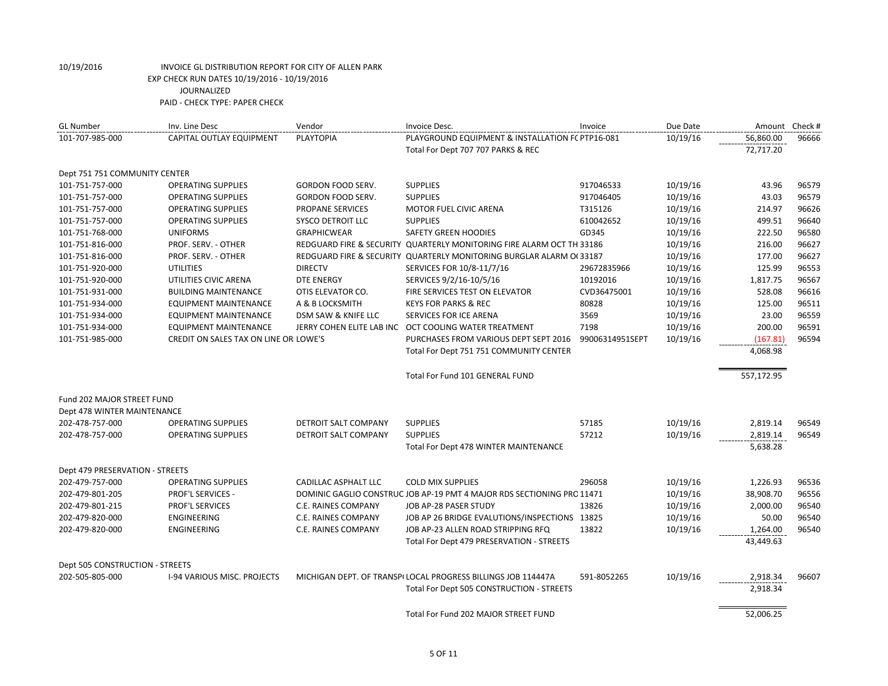10/19/2016 INVOICE GL DISTRIBUTION REPORT FOR CITY OF ALLEN PARK
EXP CHECK RUN DATES 10/19/2016 - 10/19/2016
JOURNALIZED
PAID - CHECK TYPE: PAPER CHECK

| GL Number | Inv. Line Desc | Vendor | Invoice Desc. | Invoice | Due Date | Amount | Check # |
|---|---|---|---|---|---|---|---|
| 101-707-985-000 | CAPITAL OUTLAY EQUIPMENT | PLAYTOPIA | PLAYGROUND EQUIPMENT & INSTALLATION FC PTP16-081 | | 10/19/16 | 56,860.00 | 96666 |
| | | | Total For Dept 707 707 PARKS & REC | | | 72,717.20 | |
| Dept 751 751 COMMUNITY CENTER | | | | | | | |
| 101-751-757-000 | OPERATING SUPPLIES | GORDON FOOD SERV. | SUPPLIES | 917046533 | 10/19/16 | 43.96 | 96579 |
| 101-751-757-000 | OPERATING SUPPLIES | GORDON FOOD SERV. | SUPPLIES | 917046405 | 10/19/16 | 43.03 | 96579 |
| 101-751-757-000 | OPERATING SUPPLIES | PROPANE SERVICES | MOTOR FUEL CIVIC ARENA | T315126 | 10/19/16 | 214.97 | 96626 |
| 101-751-757-000 | OPERATING SUPPLIES | SYSCO DETROIT LLC | SUPPLIES | 610042652 | 10/19/16 | 499.51 | 96640 |
| 101-751-768-000 | UNIFORMS | GRAPHICWEAR | SAFETY GREEN HOODIES | GD345 | 10/19/16 | 222.50 | 96580 |
| 101-751-816-000 | PROF. SERV. - OTHER | REDGUARD FIRE & SECURITY | QUARTERLY MONITORING FIRE ALARM OCT TH 33186 | | 10/19/16 | 216.00 | 96627 |
| 101-751-816-000 | PROF. SERV. - OTHER | REDGUARD FIRE & SECURITY | QUARTERLY MONITORING BURGLAR ALARM O( 33187 | | 10/19/16 | 177.00 | 96627 |
| 101-751-920-000 | UTILITIES | DIRECTV | SERVICES FOR 10/8-11/7/16 | 29672835966 | 10/19/16 | 125.99 | 96553 |
| 101-751-920-000 | UTILITIES CIVIC ARENA | DTE ENERGY | SERVICES 9/2/16-10/5/16 | 10192016 | 10/19/16 | 1,817.75 | 96567 |
| 101-751-931-000 | BUILDING MAINTENANCE | OTIS ELEVATOR CO. | FIRE SERVICES TEST ON ELEVATOR | CVD36475001 | 10/19/16 | 528.08 | 96616 |
| 101-751-934-000 | EQUIPMENT MAINTENANCE | A & B LOCKSMITH | KEYS FOR PARKS & REC | 80828 | 10/19/16 | 125.00 | 96511 |
| 101-751-934-000 | EQUIPMENT MAINTENANCE | DSM SAW & KNIFE LLC | SERVICES FOR ICE ARENA | 3569 | 10/19/16 | 23.00 | 96559 |
| 101-751-934-000 | EQUIPMENT MAINTENANCE | JERRY COHEN ELITE LAB INC | OCT COOLING WATER TREATMENT | 7198 | 10/19/16 | 200.00 | 96591 |
| 101-751-985-000 | CREDIT ON SALES TAX ON LINE OR | LOWE'S | PURCHASES FROM VARIOUS DEPT SEPT 2016 | 99006314951SEPT | 10/19/16 | (167.81) | 96594 |
| | | | Total For Dept 751 751 COMMUNITY CENTER | | | 4,068.98 | |
| | | | Total For Fund 101 GENERAL FUND | | | 557,172.95 | |
| Fund 202 MAJOR STREET FUND | | | | | | | |
| Dept 478 WINTER MAINTENANCE | | | | | | | |
| 202-478-757-000 | OPERATING SUPPLIES | DETROIT SALT COMPANY | SUPPLIES | 57185 | 10/19/16 | 2,819.14 | 96549 |
| 202-478-757-000 | OPERATING SUPPLIES | DETROIT SALT COMPANY | SUPPLIES | 57212 | 10/19/16 | 2,819.14 | 96549 |
| | | | Total For Dept 478 WINTER MAINTENANCE | | | 5,638.28 | |
| Dept 479 PRESERVATION - STREETS | | | | | | | |
| 202-479-757-000 | OPERATING SUPPLIES | CADILLAC ASPHALT LLC | COLD MIX SUPPLIES | 296058 | 10/19/16 | 1,226.93 | 96536 |
| 202-479-801-205 | PROF'L SERVICES - | DOMINIC GAGLIO CONSTRUC | JOB AP-19 PMT 4 MAJOR RDS SECTIONING PRC 11471 | | 10/19/16 | 38,908.70 | 96556 |
| 202-479-801-215 | PROF'L SERVICES | C.E. RAINES COMPANY | JOB AP-28 PASER STUDY | 13826 | 10/19/16 | 2,000.00 | 96540 |
| 202-479-820-000 | ENGINEERING | C.E. RAINES COMPANY | JOB AP 26 BRIDGE EVALUTIONS/INSPECTIONS | 13825 | 10/19/16 | 50.00 | 96540 |
| 202-479-820-000 | ENGINEERING | C.E. RAINES COMPANY | JOB AP-23 ALLEN ROAD STRIPPING RFQ | 13822 | 10/19/16 | 1,264.00 | 96540 |
| | | | Total For Dept 479 PRESERVATION - STREETS | | | 43,449.63 | |
| Dept 505 CONSTRUCTION - STREETS | | | | | | | |
| 202-505-805-000 | I-94 VARIOUS MISC. PROJECTS | MICHIGAN DEPT. OF TRANSP( | LOCAL PROGRESS BILLINGS JOB 114447A | 591-8052265 | 10/19/16 | 2,918.34 | 96607 |
| | | | Total For Dept 505 CONSTRUCTION - STREETS | | | 2,918.34 | |
| | | | Total For Fund 202 MAJOR STREET FUND | | | 52,006.25 | |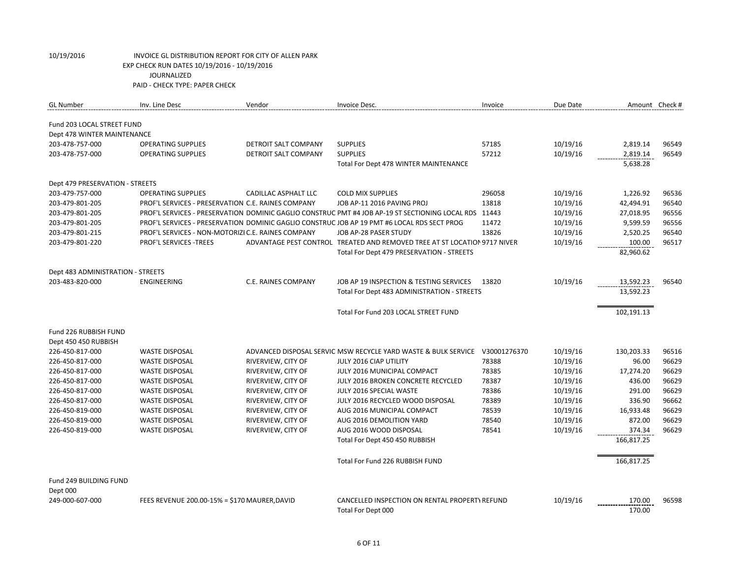10/19/2016 INVOICE GL DISTRIBUTION REPORT FOR CITY OF ALLEN PARK

EXP CHECK RUN DATES 10/19/2016 - 10/19/2016

JOURNALIZED

PAID - CHECK TYPE: PAPER CHECK

| GL Number | Inv. Line Desc | Vendor | Invoice Desc. | Invoice | Due Date | Amount | Check # |
|---|---|---|---|---|---|---|---|
| Fund 203 LOCAL STREET FUND | | | | | | | |
| Dept 478 WINTER MAINTENANCE | | | | | | | |
| 203-478-757-000 | OPERATING SUPPLIES | DETROIT SALT COMPANY | SUPPLIES | 57185 | 10/19/16 | 2,819.14 | 96549 |
| 203-478-757-000 | OPERATING SUPPLIES | DETROIT SALT COMPANY | SUPPLIES | 57212 | 10/19/16 | 2,819.14 | 96549 |
| | | | Total For Dept 478 WINTER MAINTENANCE | | | 5,638.28 | |
| Dept 479 PRESERVATION - STREETS | | | | | | | |
| 203-479-757-000 | OPERATING SUPPLIES | CADILLAC ASPHALT LLC | COLD MIX SUPPLIES | 296058 | 10/19/16 | 1,226.92 | 96536 |
| 203-479-801-205 | PROF'L SERVICES - PRESERVATION | C.E. RAINES COMPANY | JOB AP-11 2016 PAVING PROJ | 13818 | 10/19/16 | 42,494.91 | 96540 |
| 203-479-801-205 | PROF'L SERVICES - PRESERVATION | DOMINIC GAGLIO CONSTRUC | PMT #4 JOB AP-19 ST SECTIONING LOCAL RDS | 11443 | 10/19/16 | 27,018.95 | 96556 |
| 203-479-801-205 | PROF'L SERVICES - PRESERVATION | DOMINIC GAGLIO CONSTRUC | JOB AP 19 PMT #6 LOCAL RDS SECT PROG | 11472 | 10/19/16 | 9,599.59 | 96556 |
| 203-479-801-215 | PROF'L SERVICES - NON-MOTORIZI | C.E. RAINES COMPANY | JOB AP-28 PASER STUDY | 13826 | 10/19/16 | 2,520.25 | 96540 |
| 203-479-801-220 | PROF'L SERVICES -TREES | ADVANTAGE PEST CONTROL | TREATED AND REMOVED TREE AT ST LOCATION | 9717 NIVER | 10/19/16 | 100.00 | 96517 |
| | | | Total For Dept 479 PRESERVATION - STREETS | | | 82,960.62 | |
| Dept 483 ADMINISTRATION - STREETS | | | | | | | |
| 203-483-820-000 | ENGINEERING | C.E. RAINES COMPANY | JOB AP 19 INSPECTION & TESTING SERVICES | 13820 | 10/19/16 | 13,592.23 | 96540 |
| | | | Total For Dept 483 ADMINISTRATION - STREETS | | | 13,592.23 | |
| | | | Total For Fund 203 LOCAL STREET FUND | | | 102,191.13 | |
| Fund 226 RUBBISH FUND | | | | | | | |
| Dept 450 450 RUBBISH | | | | | | | |
| 226-450-817-000 | WASTE DISPOSAL | ADVANCED DISPOSAL SERVIC | MSW RECYCLE YARD WASTE & BULK SERVICE | V30001276370 | 10/19/16 | 130,203.33 | 96516 |
| 226-450-817-000 | WASTE DISPOSAL | RIVERVIEW, CITY OF | JULY 2016 CIAP UTILITY | 78388 | 10/19/16 | 96.00 | 96629 |
| 226-450-817-000 | WASTE DISPOSAL | RIVERVIEW, CITY OF | JULY 2016 MUNICIPAL COMPACT | 78385 | 10/19/16 | 17,274.20 | 96629 |
| 226-450-817-000 | WASTE DISPOSAL | RIVERVIEW, CITY OF | JULY 2016 BROKEN CONCRETE RECYCLED | 78387 | 10/19/16 | 436.00 | 96629 |
| 226-450-817-000 | WASTE DISPOSAL | RIVERVIEW, CITY OF | JULY 2016 SPECIAL WASTE | 78386 | 10/19/16 | 291.00 | 96629 |
| 226-450-817-000 | WASTE DISPOSAL | RIVERVIEW, CITY OF | JULY 2016 RECYCLED WOOD DISPOSAL | 78389 | 10/19/16 | 336.90 | 96662 |
| 226-450-819-000 | WASTE DISPOSAL | RIVERVIEW, CITY OF | AUG 2016 MUNICIPAL COMPACT | 78539 | 10/19/16 | 16,933.48 | 96629 |
| 226-450-819-000 | WASTE DISPOSAL | RIVERVIEW, CITY OF | AUG 2016 DEMOLITION YARD | 78540 | 10/19/16 | 872.00 | 96629 |
| 226-450-819-000 | WASTE DISPOSAL | RIVERVIEW, CITY OF | AUG 2016 WOOD DISPOSAL | 78541 | 10/19/16 | 374.34 | 96629 |
| | | | Total For Dept 450 450 RUBBISH | | | 166,817.25 | |
| | | | Total For Fund 226 RUBBISH FUND | | | 166,817.25 | |
| Fund 249 BUILDING FUND | | | | | | | |
| Dept 000 | | | | | | | |
| 249-000-607-000 | FEES REVENUE 200.00-15% = $170 | MAURER,DAVID | CANCELLED INSPECTION ON RENTAL PROPERTY | REFUND | 10/19/16 | 170.00 | 96598 |
| | | | Total For Dept 000 | | | 170.00 | |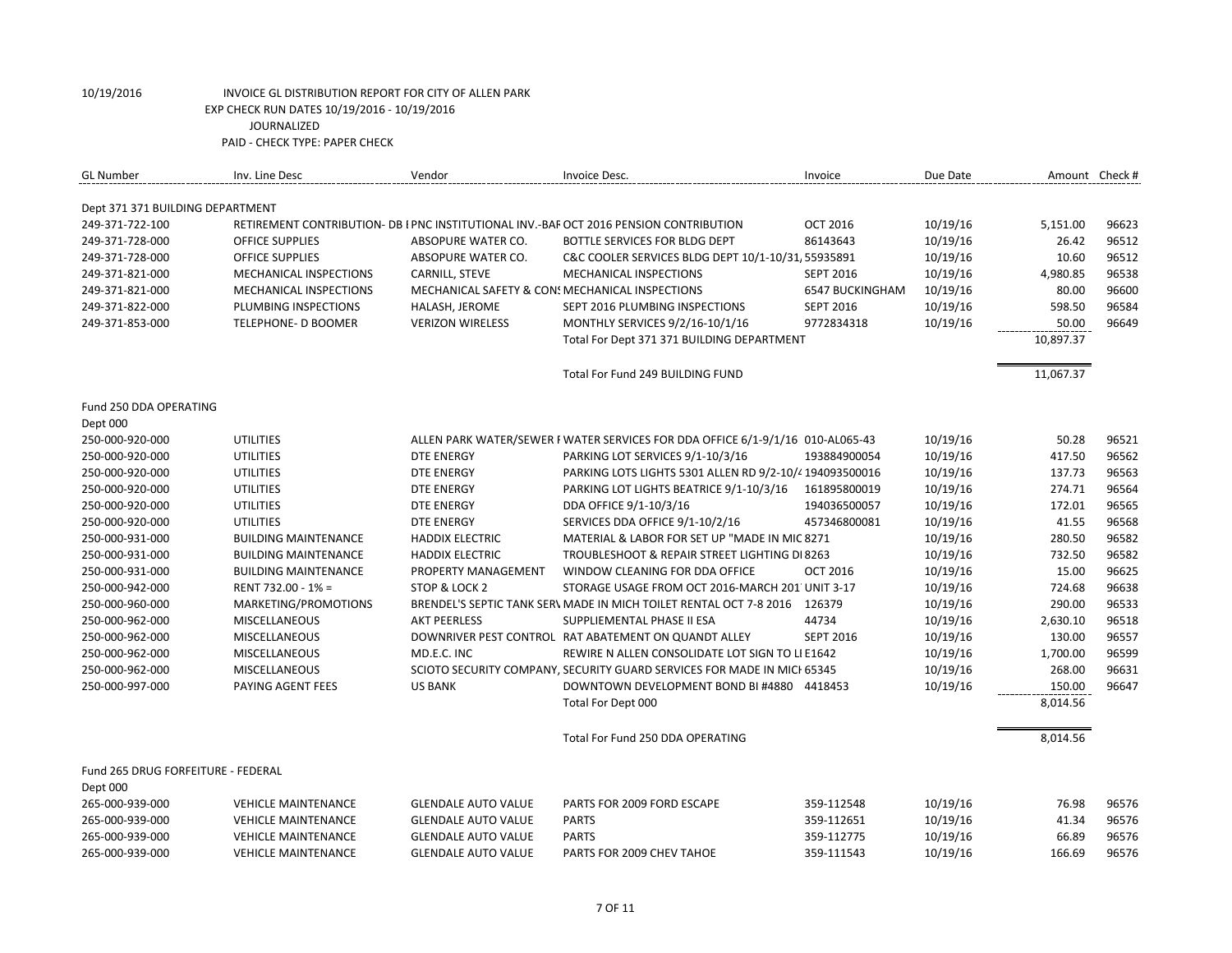10/19/2016 INVOICE GL DISTRIBUTION REPORT FOR CITY OF ALLEN PARK
EXP CHECK RUN DATES 10/19/2016 - 10/19/2016
JOURNALIZED
PAID - CHECK TYPE: PAPER CHECK

| GL Number | Inv. Line Desc | Vendor | Invoice Desc. | Invoice | Due Date | Amount | Check # |
|---|---|---|---|---|---|---|---|
| Dept 371 371 BUILDING DEPARTMENT | | | | | | | |
| 249-371-722-100 | RETIREMENT CONTRIBUTION- DB I | PNC INSTITUTIONAL INV.-BAF | OCT 2016 PENSION CONTRIBUTION | OCT 2016 | 10/19/16 | 5,151.00 | 96623 |
| 249-371-728-000 | OFFICE SUPPLIES | ABSOPURE WATER CO. | BOTTLE SERVICES FOR BLDG DEPT | 86143643 | 10/19/16 | 26.42 | 96512 |
| 249-371-728-000 | OFFICE SUPPLIES | ABSOPURE WATER CO. | C&C COOLER SERVICES BLDG DEPT 10/1-10/31, | 55935891 | 10/19/16 | 10.60 | 96512 |
| 249-371-821-000 | MECHANICAL INSPECTIONS | CARNILL, STEVE | MECHANICAL INSPECTIONS | SEPT 2016 | 10/19/16 | 4,980.85 | 96538 |
| 249-371-821-000 | MECHANICAL INSPECTIONS | MECHANICAL SAFETY & CONS | MECHANICAL INSPECTIONS | 6547 BUCKINGHAM | 10/19/16 | 80.00 | 96600 |
| 249-371-822-000 | PLUMBING INSPECTIONS | HALASH, JEROME | SEPT 2016 PLUMBING INSPECTIONS | SEPT 2016 | 10/19/16 | 598.50 | 96584 |
| 249-371-853-000 | TELEPHONE- D BOOMER | VERIZON WIRELESS | MONTHLY SERVICES 9/2/16-10/1/16 | 9772834318 | 10/19/16 | 50.00 | 96649 |
| | | | Total For Dept 371 371 BUILDING DEPARTMENT | | | 10,897.37 | |
| | | | Total For Fund 249 BUILDING FUND | | | 11,067.37 | |
| Fund 250 DDA OPERATING | | | | | | | |
| Dept 000 | | | | | | | |
| 250-000-920-000 | UTILITIES | ALLEN PARK WATER/SEWER F | WATER SERVICES FOR DDA OFFICE 6/1-9/1/16 | 010-AL065-43 | 10/19/16 | 50.28 | 96521 |
| 250-000-920-000 | UTILITIES | DTE ENERGY | PARKING LOT SERVICES 9/1-10/3/16 | 193884900054 | 10/19/16 | 417.50 | 96562 |
| 250-000-920-000 | UTILITIES | DTE ENERGY | PARKING LOTS LIGHTS 5301 ALLEN RD 9/2-10/4 | 194093500016 | 10/19/16 | 137.73 | 96563 |
| 250-000-920-000 | UTILITIES | DTE ENERGY | PARKING LOT LIGHTS BEATRICE 9/1-10/3/16 | 161895800019 | 10/19/16 | 274.71 | 96564 |
| 250-000-920-000 | UTILITIES | DTE ENERGY | DDA OFFICE 9/1-10/3/16 | 194036500057 | 10/19/16 | 172.01 | 96565 |
| 250-000-920-000 | UTILITIES | DTE ENERGY | SERVICES DDA OFFICE 9/1-10/2/16 | 457346800081 | 10/19/16 | 41.55 | 96568 |
| 250-000-931-000 | BUILDING MAINTENANCE | HADDIX ELECTRIC | MATERIAL & LABOR FOR SET UP "MADE IN MIC | 8271 | 10/19/16 | 280.50 | 96582 |
| 250-000-931-000 | BUILDING MAINTENANCE | HADDIX ELECTRIC | TROUBLESHOOT & REPAIR STREET LIGHTING DI | 8263 | 10/19/16 | 732.50 | 96582 |
| 250-000-931-000 | BUILDING MAINTENANCE | PROPERTY MANAGEMENT | WINDOW CLEANING FOR DDA OFFICE | OCT 2016 | 10/19/16 | 15.00 | 96625 |
| 250-000-942-000 | RENT 732.00 - 1% = | STOP & LOCK 2 | STORAGE USAGE FROM OCT 2016-MARCH 201 | UNIT 3-17 | 10/19/16 | 724.68 | 96638 |
| 250-000-960-000 | MARKETING/PROMOTIONS | BRENDEL'S SEPTIC TANK SER\ | MADE IN MICH TOILET RENTAL OCT 7-8 2016 | 126379 | 10/19/16 | 290.00 | 96533 |
| 250-000-962-000 | MISCELLANEOUS | AKT PEERLESS | SUPPLIEMENTAL PHASE II ESA | 44734 | 10/19/16 | 2,630.10 | 96518 |
| 250-000-962-000 | MISCELLANEOUS | DOWNRIVER PEST CONTROL | RAT ABATEMENT ON QUANDT ALLEY | SEPT 2016 | 10/19/16 | 130.00 | 96557 |
| 250-000-962-000 | MISCELLANEOUS | MD.E.C. INC | REWIRE N ALLEN CONSOLIDATE LOT SIGN TO LI | E1642 | 10/19/16 | 1,700.00 | 96599 |
| 250-000-962-000 | MISCELLANEOUS | SCIOTO SECURITY COMPANY, | SECURITY GUARD SERVICES FOR MADE IN MICH | 65345 | 10/19/16 | 268.00 | 96631 |
| 250-000-997-000 | PAYING AGENT FEES | US BANK | DOWNTOWN DEVELOPMENT BOND BI #4880 | 4418453 | 10/19/16 | 150.00 | 96647 |
| | | | Total For Dept 000 | | | 8,014.56 | |
| | | | Total For Fund 250 DDA OPERATING | | | 8,014.56 | |
| Fund 265 DRUG FORFEITURE - FEDERAL | | | | | | | |
| Dept 000 | | | | | | | |
| 265-000-939-000 | VEHICLE MAINTENANCE | GLENDALE AUTO VALUE | PARTS FOR 2009 FORD ESCAPE | 359-112548 | 10/19/16 | 76.98 | 96576 |
| 265-000-939-000 | VEHICLE MAINTENANCE | GLENDALE AUTO VALUE | PARTS | 359-112651 | 10/19/16 | 41.34 | 96576 |
| 265-000-939-000 | VEHICLE MAINTENANCE | GLENDALE AUTO VALUE | PARTS | 359-112775 | 10/19/16 | 66.89 | 96576 |
| 265-000-939-000 | VEHICLE MAINTENANCE | GLENDALE AUTO VALUE | PARTS FOR 2009 CHEV TAHOE | 359-111543 | 10/19/16 | 166.69 | 96576 |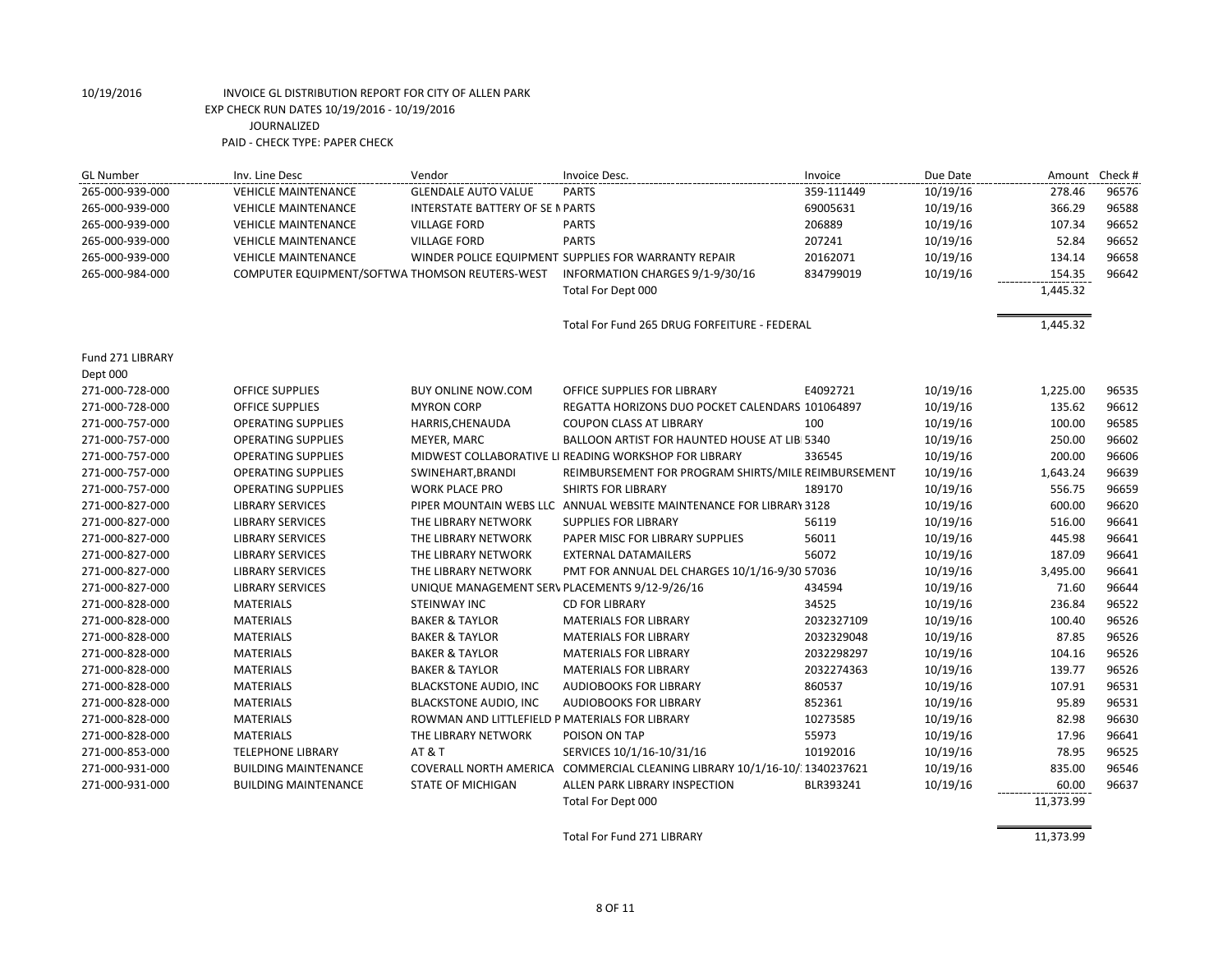10/19/2016 INVOICE GL DISTRIBUTION REPORT FOR CITY OF ALLEN PARK
EXP CHECK RUN DATES 10/19/2016 - 10/19/2016
JOURNALIZED
PAID - CHECK TYPE: PAPER CHECK

| GL Number | Inv. Line Desc | Vendor | Invoice Desc. | Invoice | Due Date | Amount | Check # |
|---|---|---|---|---|---|---|---|
| 265-000-939-000 | VEHICLE MAINTENANCE | GLENDALE AUTO VALUE | PARTS | 359-111449 | 10/19/16 | 278.46 | 96576 |
| 265-000-939-000 | VEHICLE MAINTENANCE | INTERSTATE BATTERY OF SE M | PARTS | 69005631 | 10/19/16 | 366.29 | 96588 |
| 265-000-939-000 | VEHICLE MAINTENANCE | VILLAGE FORD | PARTS | 206889 | 10/19/16 | 107.34 | 96652 |
| 265-000-939-000 | VEHICLE MAINTENANCE | VILLAGE FORD | PARTS | 207241 | 10/19/16 | 52.84 | 96652 |
| 265-000-939-000 | VEHICLE MAINTENANCE | WINDER POLICE EQUIPMENT | SUPPLIES FOR WARRANTY REPAIR | 20162071 | 10/19/16 | 134.14 | 96658 |
| 265-000-984-000 | COMPUTER EQUIPMENT/SOFTWA | THOMSON REUTERS-WEST | INFORMATION CHARGES 9/1-9/30/16 | 834799019 | 10/19/16 | 154.35 | 96642 |
| | | | Total For Dept 000 | | | 1,445.32 | |
| | | | Total For Fund 265 DRUG FORFEITURE - FEDERAL | | | 1,445.32 | |
| Fund 271 LIBRARY | | | | | | | |
| Dept 000 | | | | | | | |
| 271-000-728-000 | OFFICE SUPPLIES | BUY ONLINE NOW.COM | OFFICE SUPPLIES FOR LIBRARY | E4092721 | 10/19/16 | 1,225.00 | 96535 |
| 271-000-728-000 | OFFICE SUPPLIES | MYRON CORP | REGATTA HORIZONS DUO POCKET CALENDARS | 101064897 | 10/19/16 | 135.62 | 96612 |
| 271-000-757-000 | OPERATING SUPPLIES | HARRIS,CHENAUDA | COUPON CLASS AT LIBRARY | 100 | 10/19/16 | 100.00 | 96585 |
| 271-000-757-000 | OPERATING SUPPLIES | MEYER, MARC | BALLOON ARTIST FOR HAUNTED HOUSE AT LIB | 5340 | 10/19/16 | 250.00 | 96602 |
| 271-000-757-000 | OPERATING SUPPLIES | MIDWEST COLLABORATIVE LI | READING WORKSHOP FOR LIBRARY | 336545 | 10/19/16 | 200.00 | 96606 |
| 271-000-757-000 | OPERATING SUPPLIES | SWINEHART,BRANDI | REIMBURSEMENT FOR PROGRAM SHIRTS/MILE | REIMBURSEMENT | 10/19/16 | 1,643.24 | 96639 |
| 271-000-757-000 | OPERATING SUPPLIES | WORK PLACE PRO | SHIRTS FOR LIBRARY | 189170 | 10/19/16 | 556.75 | 96659 |
| 271-000-827-000 | LIBRARY SERVICES | PIPER MOUNTAIN WEBS LLC | ANNUAL WEBSITE MAINTENANCE FOR LIBRARY | 3128 | 10/19/16 | 600.00 | 96620 |
| 271-000-827-000 | LIBRARY SERVICES | THE LIBRARY NETWORK | SUPPLIES FOR LIBRARY | 56119 | 10/19/16 | 516.00 | 96641 |
| 271-000-827-000 | LIBRARY SERVICES | THE LIBRARY NETWORK | PAPER MISC FOR LIBRARY SUPPLIES | 56011 | 10/19/16 | 445.98 | 96641 |
| 271-000-827-000 | LIBRARY SERVICES | THE LIBRARY NETWORK | EXTERNAL DATAMAILERS | 56072 | 10/19/16 | 187.09 | 96641 |
| 271-000-827-000 | LIBRARY SERVICES | THE LIBRARY NETWORK | PMT FOR ANNUAL DEL CHARGES 10/1/16-9/30 | 57036 | 10/19/16 | 3,495.00 | 96641 |
| 271-000-827-000 | LIBRARY SERVICES | UNIQUE MANAGEMENT SERV | PLACEMENTS 9/12-9/26/16 | 434594 | 10/19/16 | 71.60 | 96644 |
| 271-000-828-000 | MATERIALS | STEINWAY INC | CD FOR LIBRARY | 34525 | 10/19/16 | 236.84 | 96522 |
| 271-000-828-000 | MATERIALS | BAKER & TAYLOR | MATERIALS FOR LIBRARY | 2032327109 | 10/19/16 | 100.40 | 96526 |
| 271-000-828-000 | MATERIALS | BAKER & TAYLOR | MATERIALS FOR LIBRARY | 2032329048 | 10/19/16 | 87.85 | 96526 |
| 271-000-828-000 | MATERIALS | BAKER & TAYLOR | MATERIALS FOR LIBRARY | 2032298297 | 10/19/16 | 104.16 | 96526 |
| 271-000-828-000 | MATERIALS | BAKER & TAYLOR | MATERIALS FOR LIBRARY | 2032274363 | 10/19/16 | 139.77 | 96526 |
| 271-000-828-000 | MATERIALS | BLACKSTONE AUDIO, INC | AUDIOBOOKS FOR LIBRARY | 860537 | 10/19/16 | 107.91 | 96531 |
| 271-000-828-000 | MATERIALS | BLACKSTONE AUDIO, INC | AUDIOBOOKS FOR LIBRARY | 852361 | 10/19/16 | 95.89 | 96531 |
| 271-000-828-000 | MATERIALS | ROWMAN AND LITTLEFIELD P | MATERIALS FOR LIBRARY | 10273585 | 10/19/16 | 82.98 | 96630 |
| 271-000-828-000 | MATERIALS | THE LIBRARY NETWORK | POISON ON TAP | 55973 | 10/19/16 | 17.96 | 96641 |
| 271-000-853-000 | TELEPHONE LIBRARY | AT & T | SERVICES 10/1/16-10/31/16 | 10192016 | 10/19/16 | 78.95 | 96525 |
| 271-000-931-000 | BUILDING MAINTENANCE | COVERALL NORTH AMERICA | COMMERCIAL CLEANING LIBRARY 10/1/16-10/ | 1340237621 | 10/19/16 | 835.00 | 96546 |
| 271-000-931-000 | BUILDING MAINTENANCE | STATE OF MICHIGAN | ALLEN PARK LIBRARY INSPECTION | BLR393241 | 10/19/16 | 60.00 | 96637 |
| | | | Total For Dept 000 | | | 11,373.99 | |
| | | | Total For Fund 271 LIBRARY | | | 11,373.99 | |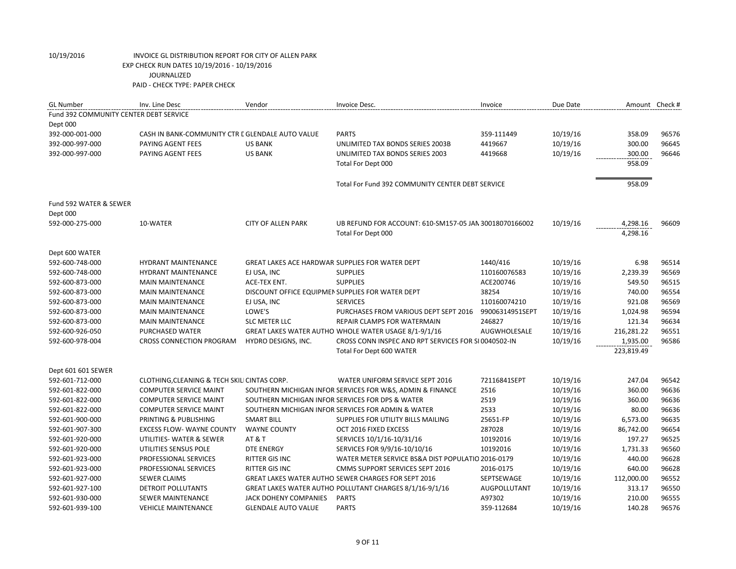10/19/2016 INVOICE GL DISTRIBUTION REPORT FOR CITY OF ALLEN PARK
EXP CHECK RUN DATES 10/19/2016 - 10/19/2016
JOURNALIZED
PAID - CHECK TYPE: PAPER CHECK

| GL Number | Inv. Line Desc | Vendor | Invoice Desc. | Invoice | Due Date | Amount | Check # |
|---|---|---|---|---|---|---|---|
| Fund 392 COMMUNITY CENTER DEBT SERVICE | | | | | | | |
| Dept 000 | | | | | | | |
| 392-000-001-000 | CASH IN BANK-COMMUNITY CTR D | GLENDALE AUTO VALUE | PARTS | 359-111449 | 10/19/16 | 358.09 | 96576 |
| 392-000-997-000 | PAYING AGENT FEES | US BANK | UNLIMITED TAX BONDS SERIES 2003B | 4419667 | 10/19/16 | 300.00 | 96645 |
| 392-000-997-000 | PAYING AGENT FEES | US BANK | UNLIMITED TAX BONDS SERIES 2003 | 4419668 | 10/19/16 | 300.00 | 96646 |
| | | | Total For Dept 000 | | | 958.09 | |
| | | | Total For Fund 392 COMMUNITY CENTER DEBT SERVICE | | | 958.09 | |
| Fund 592 WATER & SEWER | | | | | | | |
| Dept 000 | | | | | | | |
| 592-000-275-000 | 10-WATER | CITY OF ALLEN PARK | UB REFUND FOR ACCOUNT: 610-SM157-05 JAN | 30018070166002 | 10/19/16 | 4,298.16 | 96609 |
| | | | Total For Dept 000 | | | 4,298.16 | |
| Dept 600 WATER | | | | | | | |
| 592-600-748-000 | HYDRANT MAINTENANCE | GREAT LAKES ACE HARDWAR | SUPPLIES FOR WATER DEPT | 1440/416 | 10/19/16 | 6.98 | 96514 |
| 592-600-748-000 | HYDRANT MAINTENANCE | EJ USA, INC | SUPPLIES | 110160076583 | 10/19/16 | 2,239.39 | 96569 |
| 592-600-873-000 | MAIN MAINTENANCE | ACE-TEX ENT. | SUPPLIES | ACE200746 | 10/19/16 | 549.50 | 96515 |
| 592-600-873-000 | MAIN MAINTENANCE | DISCOUNT OFFICE EQUIPMEN | SUPPLIES FOR WATER DEPT | 38254 | 10/19/16 | 740.00 | 96554 |
| 592-600-873-000 | MAIN MAINTENANCE | EJ USA, INC | SERVICES | 110160074210 | 10/19/16 | 921.08 | 96569 |
| 592-600-873-000 | MAIN MAINTENANCE | LOWE'S | PURCHASES FROM VARIOUS DEPT SEPT 2016 | 99006314951SEPT | 10/19/16 | 1,024.98 | 96594 |
| 592-600-873-000 | MAIN MAINTENANCE | SLC METER LLC | REPAIR CLAMPS FOR WATERMAIN | 246827 | 10/19/16 | 121.34 | 96634 |
| 592-600-926-050 | PURCHASED WATER | GREAT LAKES WATER AUTHO | WHOLE WATER USAGE 8/1-9/1/16 | AUGWHOLESALE | 10/19/16 | 216,281.22 | 96551 |
| 592-600-978-004 | CROSS CONNECTION PROGRAM | HYDRO DESIGNS, INC. | CROSS CONN INSPEC AND RPT SERVICES FOR SI | 0040502-IN | 10/19/16 | 1,935.00 | 96586 |
| | | | Total For Dept 600 WATER | | | 223,819.49 | |
| Dept 601 601 SEWER | | | | | | | |
| 592-601-712-000 | CLOTHING,CLEANING & TECH SKILL | CINTAS CORP. | WATER UNIFORM SERVICE SEPT 2016 | 72116841SEPT | 10/19/16 | 247.04 | 96542 |
| 592-601-822-000 | COMPUTER SERVICE MAINT | SOUTHERN MICHIGAN INFOR | SERVICES FOR W&S, ADMIN & FINANCE | 2516 | 10/19/16 | 360.00 | 96636 |
| 592-601-822-000 | COMPUTER SERVICE MAINT | SOUTHERN MICHIGAN INFOR | SERVICES FOR DPS & WATER | 2519 | 10/19/16 | 360.00 | 96636 |
| 592-601-822-000 | COMPUTER SERVICE MAINT | SOUTHERN MICHIGAN INFOR | SERVICES FOR ADMIN & WATER | 2533 | 10/19/16 | 80.00 | 96636 |
| 592-601-900-000 | PRINTING & PUBLISHING | SMART BILL | SUPPLIES FOR UTILITY BILLS MAILING | 25651-FP | 10/19/16 | 6,573.00 | 96635 |
| 592-601-907-300 | EXCESS FLOW- WAYNE COUNTY | WAYNE COUNTY | OCT 2016 FIXED EXCESS | 287028 | 10/19/16 | 86,742.00 | 96654 |
| 592-601-920-000 | UTILITIES- WATER & SEWER | AT & T | SERVICES 10/1/16-10/31/16 | 10192016 | 10/19/16 | 197.27 | 96525 |
| 592-601-920-000 | UTILITIES SENSUS POLE | DTE ENERGY | SERVICES FOR 9/9/16-10/10/16 | 10192016 | 10/19/16 | 1,731.33 | 96560 |
| 592-601-923-000 | PROFESSIONAL SERVICES | RITTER GIS INC | WATER METER SERVICE BS&A DIST POPULATIO | 2016-0179 | 10/19/16 | 440.00 | 96628 |
| 592-601-923-000 | PROFESSIONAL SERVICES | RITTER GIS INC | CMMS SUPPORT SERVICES SEPT 2016 | 2016-0175 | 10/19/16 | 640.00 | 96628 |
| 592-601-927-000 | SEWER CLAIMS | GREAT LAKES WATER AUTHO | SEWER CHARGES FOR SEPT 2016 | SEPTSEWAGE | 10/19/16 | 112,000.00 | 96552 |
| 592-601-927-100 | DETROIT POLLUTANTS | GREAT LAKES WATER AUTHO | POLLUTANT CHARGES 8/1/16-9/1/16 | AUGPOLLUTANT | 10/19/16 | 313.17 | 96550 |
| 592-601-930-000 | SEWER MAINTENANCE | JACK DOHENY COMPANIES | PARTS | A97302 | 10/19/16 | 210.00 | 96555 |
| 592-601-939-100 | VEHICLE MAINTENANCE | GLENDALE AUTO VALUE | PARTS | 359-112684 | 10/19/16 | 140.28 | 96576 |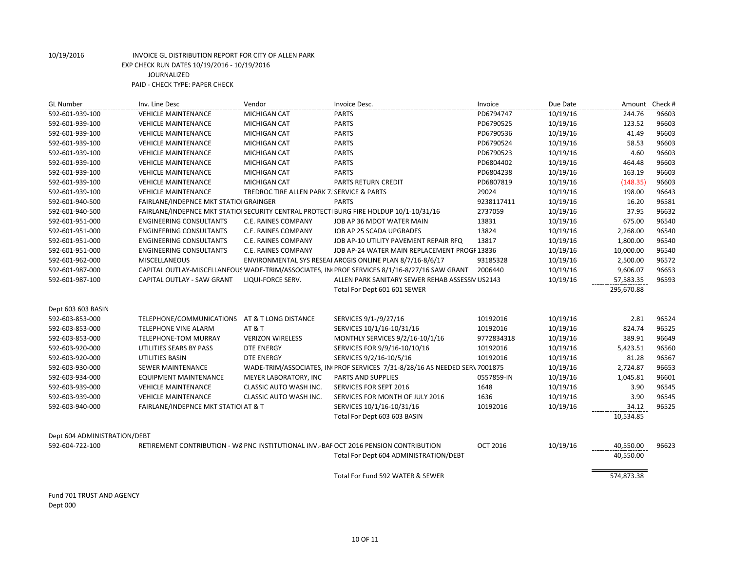10/19/2016 INVOICE GL DISTRIBUTION REPORT FOR CITY OF ALLEN PARK

EXP CHECK RUN DATES 10/19/2016 - 10/19/2016

JOURNALIZED

PAID - CHECK TYPE: PAPER CHECK

| GL Number | Inv. Line Desc | Vendor | Invoice Desc. | Invoice | Due Date | Amount | Check # |
|---|---|---|---|---|---|---|---|
| 592-601-939-100 | VEHICLE MAINTENANCE | MICHIGAN CAT | PARTS | PD6794747 | 10/19/16 | 244.76 | 96603 |
| 592-601-939-100 | VEHICLE MAINTENANCE | MICHIGAN CAT | PARTS | PD6790525 | 10/19/16 | 123.52 | 96603 |
| 592-601-939-100 | VEHICLE MAINTENANCE | MICHIGAN CAT | PARTS | PD6790536 | 10/19/16 | 41.49 | 96603 |
| 592-601-939-100 | VEHICLE MAINTENANCE | MICHIGAN CAT | PARTS | PD6790524 | 10/19/16 | 58.53 | 96603 |
| 592-601-939-100 | VEHICLE MAINTENANCE | MICHIGAN CAT | PARTS | PD6790523 | 10/19/16 | 4.60 | 96603 |
| 592-601-939-100 | VEHICLE MAINTENANCE | MICHIGAN CAT | PARTS | PD6804402 | 10/19/16 | 464.48 | 96603 |
| 592-601-939-100 | VEHICLE MAINTENANCE | MICHIGAN CAT | PARTS | PD6804238 | 10/19/16 | 163.19 | 96603 |
| 592-601-939-100 | VEHICLE MAINTENANCE | MICHIGAN CAT | PARTS RETURN CREDIT | PD6807819 | 10/19/16 | (148.35) | 96603 |
| 592-601-939-100 | VEHICLE MAINTENANCE | TREDROC TIRE ALLEN PARK 7: | SERVICE & PARTS | 29024 | 10/19/16 | 198.00 | 96643 |
| 592-601-940-500 | FAIRLANE/INDEPNCE MKT STATIOI | GRAINGER | PARTS | 9238117411 | 10/19/16 | 16.20 | 96581 |
| 592-601-940-500 | FAIRLANE/INDEPNCE MKT STATIOI | SECURITY CENTRAL PROTECTI | BURG FIRE HOLDUP 10/1-10/31/16 | 2737059 | 10/19/16 | 37.95 | 96632 |
| 592-601-951-000 | ENGINEERING CONSULTANTS | C.E. RAINES COMPANY | JOB AP 36 MDOT WATER MAIN | 13831 | 10/19/16 | 675.00 | 96540 |
| 592-601-951-000 | ENGINEERING CONSULTANTS | C.E. RAINES COMPANY | JOB AP 25 SCADA UPGRADES | 13824 | 10/19/16 | 2,268.00 | 96540 |
| 592-601-951-000 | ENGINEERING CONSULTANTS | C.E. RAINES COMPANY | JOB AP-10 UTILITY PAVEMENT REPAIR RFQ | 13817 | 10/19/16 | 1,800.00 | 96540 |
| 592-601-951-000 | ENGINEERING CONSULTANTS | C.E. RAINES COMPANY | JOB AP-24 WATER MAIN REPLACEMENT PROGI | 13836 | 10/19/16 | 10,000.00 | 96540 |
| 592-601-962-000 | MISCELLANEOUS | ENVIRONMENTAL SYS RESEAI | ARCGIS ONLINE PLAN 8/7/16-8/6/17 | 93185328 | 10/19/16 | 2,500.00 | 96572 |
| 592-601-987-000 | CAPITAL OUTLAY-MISCELLANEOUS | WADE-TRIM/ASSOCIATES, IN | PROF SERVICES 8/1/16-8/27/16 SAW GRANT | 2006440 | 10/19/16 | 9,606.07 | 96653 |
| 592-601-987-100 | CAPITAL OUTLAY - SAW GRANT | LIQUI-FORCE SERV. | ALLEN PARK SANITARY SEWER REHAB ASSESSN | US2143 | 10/19/16 | 57,583.35 | 96593 |
| | | | Total For Dept 601 601 SEWER | | | 295,670.88 | |
| Dept 603 603 BASIN | | | | | | | |
| 592-603-853-000 | TELEPHONE/COMMUNICATIONS | AT & T LONG DISTANCE | SERVICES 9/1-/9/27/16 | 10192016 | 10/19/16 | 2.81 | 96524 |
| 592-603-853-000 | TELEPHONE VINE ALARM | AT & T | SERVICES 10/1/16-10/31/16 | 10192016 | 10/19/16 | 824.74 | 96525 |
| 592-603-853-000 | TELEPHONE-TOM MURRAY | VERIZON WIRELESS | MONTHLY SERVICES 9/2/16-10/1/16 | 9772834318 | 10/19/16 | 389.91 | 96649 |
| 592-603-920-000 | UTILITIES SEARS BY PASS | DTE ENERGY | SERVICES FOR 9/9/16-10/10/16 | 10192016 | 10/19/16 | 5,423.51 | 96560 |
| 592-603-920-000 | UTILITIES BASIN | DTE ENERGY | SERVICES 9/2/16-10/5/16 | 10192016 | 10/19/16 | 81.28 | 96567 |
| 592-603-930-000 | SEWER MAINTENANCE | WADE-TRIM/ASSOCIATES, IN | PROF SERVICES 7/31-8/28/16 AS NEEDED SER\ | 7001875 | 10/19/16 | 2,724.87 | 96653 |
| 592-603-934-000 | EQUIPMENT MAINTENANCE | MEYER LABORATORY, INC | PARTS AND SUPPLIES | 0557859-IN | 10/19/16 | 1,045.81 | 96601 |
| 592-603-939-000 | VEHICLE MAINTENANCE | CLASSIC AUTO WASH INC. | SERVICES FOR SEPT 2016 | 1648 | 10/19/16 | 3.90 | 96545 |
| 592-603-939-000 | VEHICLE MAINTENANCE | CLASSIC AUTO WASH INC. | SERVICES FOR MONTH OF JULY 2016 | 1636 | 10/19/16 | 3.90 | 96545 |
| 592-603-940-000 | FAIRLANE/INDEPNCE MKT STATIOI | AT & T | SERVICES 10/1/16-10/31/16 | 10192016 | 10/19/16 | 34.12 | 96525 |
| | | | Total For Dept 603 603 BASIN | | | 10,534.85 | |
| Dept 604 ADMINISTRATION/DEBT | | | | | | | |
| 592-604-722-100 | RETIREMENT CONTRIBUTION - W8 | PNC INSTITUTIONAL INV.-BAI | OCT 2016 PENSION CONTRIBUTION | OCT 2016 | 10/19/16 | 40,550.00 | 96623 |
| | | | Total For Dept 604 ADMINISTRATION/DEBT | | | 40,550.00 | |
| | | | Total For Fund 592 WATER & SEWER | | | 574,873.38 | |

Fund 701 TRUST AND AGENCY

Dept 000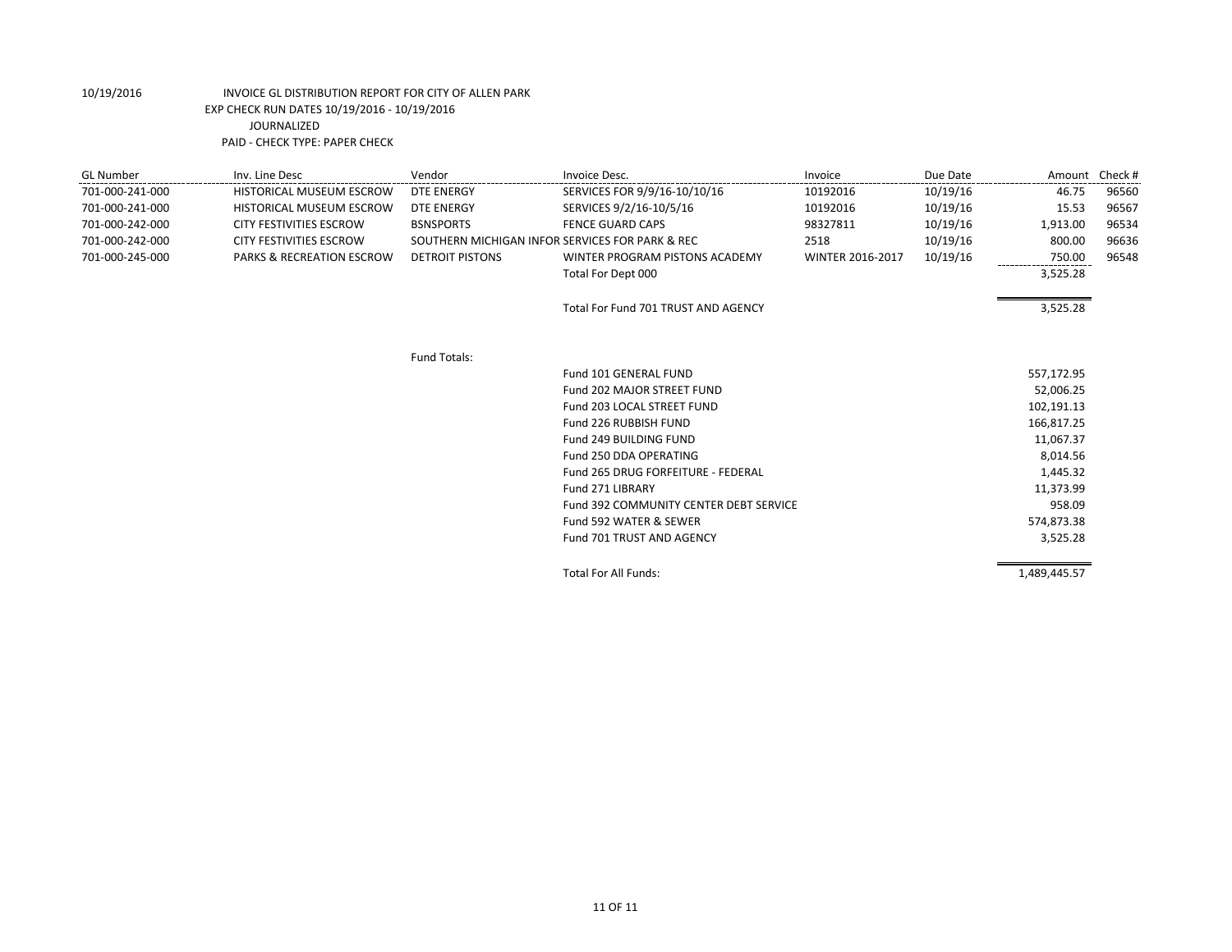10/19/2016 INVOICE GL DISTRIBUTION REPORT FOR CITY OF ALLEN PARK

EXP CHECK RUN DATES 10/19/2016 - 10/19/2016

JOURNALIZED

PAID - CHECK TYPE: PAPER CHECK

| GL Number | Inv. Line Desc | Vendor | Invoice Desc. | Invoice | Due Date | Amount | Check # |
|---|---|---|---|---|---|---|---|
| 701-000-241-000 | HISTORICAL MUSEUM ESCROW | DTE ENERGY | SERVICES FOR 9/9/16-10/10/16 | 10192016 | 10/19/16 | 46.75 | 96560 |
| 701-000-241-000 | HISTORICAL MUSEUM ESCROW | DTE ENERGY | SERVICES 9/2/16-10/5/16 | 10192016 | 10/19/16 | 15.53 | 96567 |
| 701-000-242-000 | CITY FESTIVITIES ESCROW | BSNSPORTS | FENCE GUARD CAPS | 98327811 | 10/19/16 | 1,913.00 | 96534 |
| 701-000-242-000 | CITY FESTIVITIES ESCROW | SOUTHERN MICHIGAN INFOR | SERVICES FOR PARK & REC | 2518 | 10/19/16 | 800.00 | 96636 |
| 701-000-245-000 | PARKS & RECREATION ESCROW | DETROIT PISTONS | WINTER PROGRAM PISTONS ACADEMY | WINTER 2016-2017 | 10/19/16 | 750.00 | 96548 |
| | | | Total For Dept 000 | | | 3,525.28 | |
| | | | Total For Fund 701 TRUST AND AGENCY | | | 3,525.28 | |

Fund Totals:

| | |
|---|---|
| Fund 101 GENERAL FUND | 557,172.95 |
| Fund 202 MAJOR STREET FUND | 52,006.25 |
| Fund 203 LOCAL STREET FUND | 102,191.13 |
| Fund 226 RUBBISH FUND | 166,817.25 |
| Fund 249 BUILDING FUND | 11,067.37 |
| Fund 250 DDA OPERATING | 8,014.56 |
| Fund 265 DRUG FORFEITURE - FEDERAL | 1,445.32 |
| Fund 271 LIBRARY | 11,373.99 |
| Fund 392 COMMUNITY CENTER DEBT SERVICE | 958.09 |
| Fund 592 WATER & SEWER | 574,873.38 |
| Fund 701 TRUST AND AGENCY | 3,525.28 |
| Total For All Funds: | 1,489,445.57 |